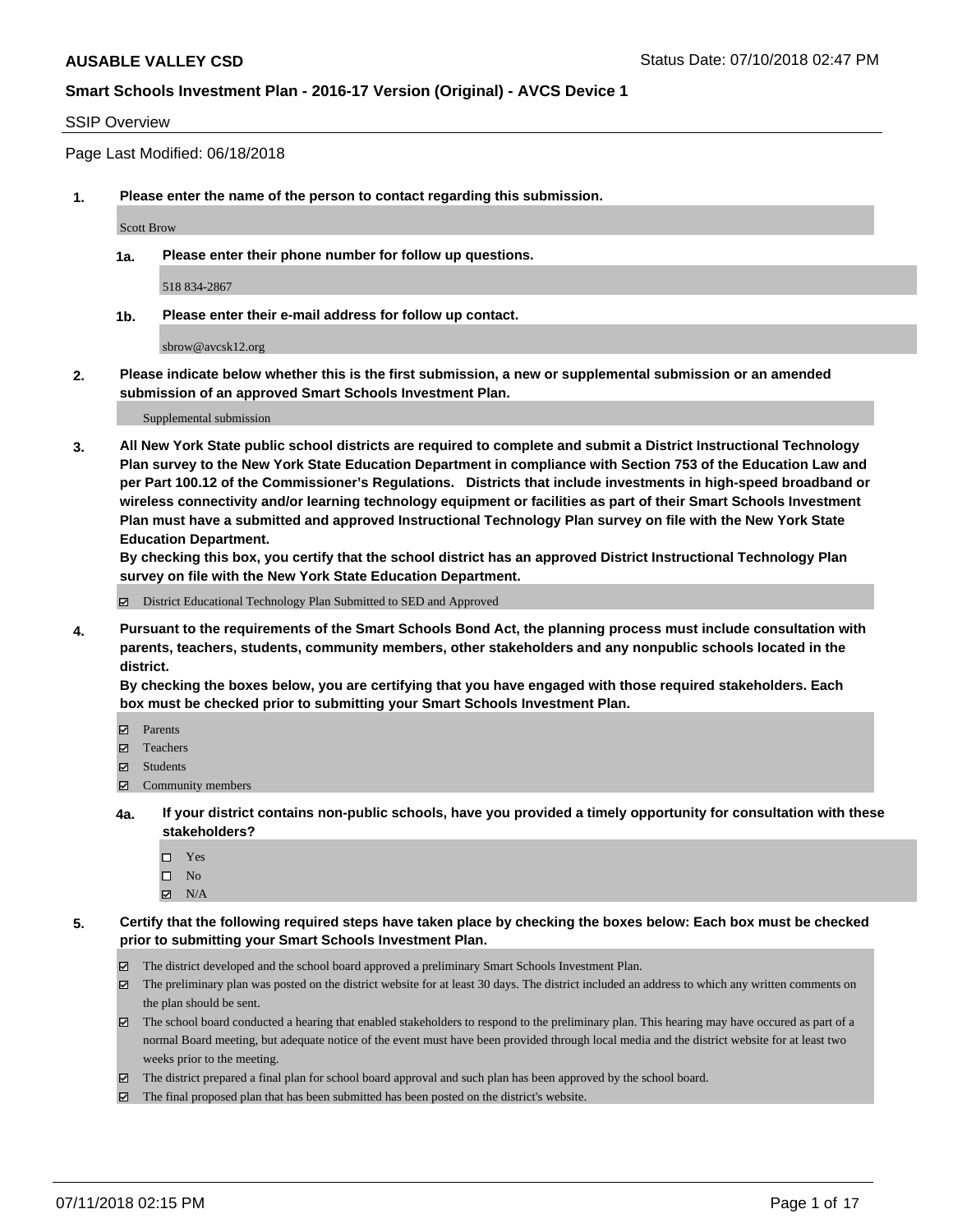**AUSABLE VALLEY CSD** Status Date: 07/10/2018 02:47 PM

**Smart Schools Investment Plan - 2016-17 Version (Original) - AVCS Device 1**

SSIP Overview

Page Last Modified: 06/18/2018

**1. Please enter the name of the person to contact regarding this submission.**

Scott Brow

**1a. Please enter their phone number for follow up questions.**

518 834-2867

**1b. Please enter their e-mail address for follow up contact.**

sbrow@avcsk12.org

**2. Please indicate below whether this is the first submission, a new or supplemental submission or an amended submission of an approved Smart Schools Investment Plan.**

Supplemental submission

**3. All New York State public school districts are required to complete and submit a District Instructional Technology Plan survey to the New York State Education Department in compliance with Section 753 of the Education Law and per Part 100.12 of the Commissioner's Regulations. Districts that include investments in high-speed broadband or wireless connectivity and/or learning technology equipment or facilities as part of their Smart Schools Investment Plan must have a submitted and approved Instructional Technology Plan survey on file with the New York State Education Department.**
**By checking this box, you certify that the school district has an approved District Instructional Technology Plan survey on file with the New York State Education Department.**

- [x] District Educational Technology Plan Submitted to SED and Approved

**4. Pursuant to the requirements of the Smart Schools Bond Act, the planning process must include consultation with parents, teachers, students, community members, other stakeholders and any nonpublic schools located in the district.**
**By checking the boxes below, you are certifying that you have engaged with those required stakeholders. Each box must be checked prior to submitting your Smart Schools Investment Plan.**

- [x] Parents
- [x] Teachers
- [x] Students
- [x] Community members

**4a. If your district contains non-public schools, have you provided a timely opportunity for consultation with these stakeholders?**

- [ ] Yes
- [ ] No
- [x] N/A

**5. Certify that the following required steps have taken place by checking the boxes below: Each box must be checked prior to submitting your Smart Schools Investment Plan.**

- [x] The district developed and the school board approved a preliminary Smart Schools Investment Plan.
- [x] The preliminary plan was posted on the district website for at least 30 days. The district included an address to which any written comments on the plan should be sent.
- [x] The school board conducted a hearing that enabled stakeholders to respond to the preliminary plan. This hearing may have occured as part of a normal Board meeting, but adequate notice of the event must have been provided through local media and the district website for at least two weeks prior to the meeting.
- [x] The district prepared a final plan for school board approval and such plan has been approved by the school board.
- [x] The final proposed plan that has been submitted has been posted on the district's website.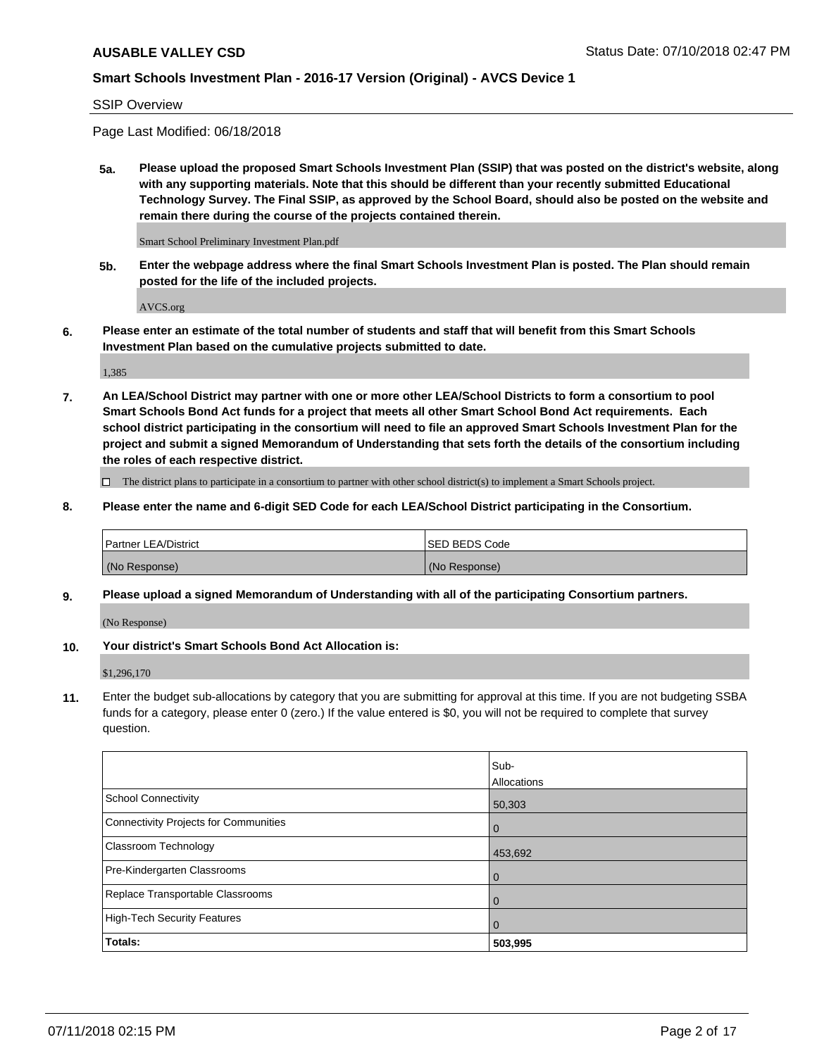## SSIP Overview

Page Last Modified: 06/18/2018

**5a. Please upload the proposed Smart Schools Investment Plan (SSIP) that was posted on the district's website, along with any supporting materials. Note that this should be different than your recently submitted Educational Technology Survey. The Final SSIP, as approved by the School Board, should also be posted on the website and remain there during the course of the projects contained therein.**

Smart School Preliminary Investment Plan.pdf

**5b. Enter the webpage address where the final Smart Schools Investment Plan is posted. The Plan should remain posted for the life of the included projects.**

AVCS.org

**6. Please enter an estimate of the total number of students and staff that will benefit from this Smart Schools Investment Plan based on the cumulative projects submitted to date.**

1,385

**7. An LEA/School District may partner with one or more other LEA/School Districts to form a consortium to pool Smart Schools Bond Act funds for a project that meets all other Smart School Bond Act requirements. Each school district participating in the consortium will need to file an approved Smart Schools Investment Plan for the project and submit a signed Memorandum of Understanding that sets forth the details of the consortium including the roles of each respective district.**

☐ The district plans to participate in a consortium to partner with other school district(s) to implement a Smart Schools project.

**8. Please enter the name and 6-digit SED Code for each LEA/School District participating in the Consortium.**

| Partner LEA/District | SED BEDS Code |
|---|---|
| (No Response) | (No Response) |

**9. Please upload a signed Memorandum of Understanding with all of the participating Consortium partners.**

(No Response)

**10. Your district's Smart Schools Bond Act Allocation is:**

$1,296,170

**11.** Enter the budget sub-allocations by category that you are submitting for approval at this time. If you are not budgeting SSBA funds for a category, please enter 0 (zero.) If the value entered is $0, you will not be required to complete that survey question.

| | Sub-Allocations |
|---|---|
| School Connectivity | 50,303 |
| Connectivity Projects for Communities | 0 |
| Classroom Technology | 453,692 |
| Pre-Kindergarten Classrooms | 0 |
| Replace Transportable Classrooms | 0 |
| High-Tech Security Features | 0 |
| **Totals:** | **503,995** |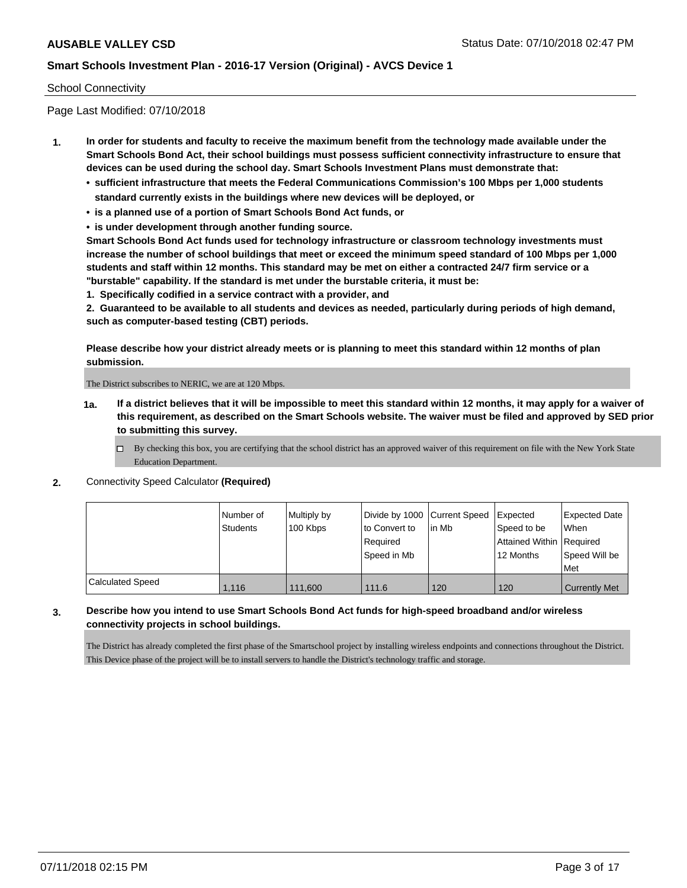School Connectivity

Page Last Modified: 07/10/2018

1. **In order for students and faculty to receive the maximum benefit from the technology made available under the Smart Schools Bond Act, their school buildings must possess sufficient connectivity infrastructure to ensure that devices can be used during the school day. Smart Schools Investment Plans must demonstrate that:**
   - **sufficient infrastructure that meets the Federal Communications Commission's 100 Mbps per 1,000 students standard currently exists in the buildings where new devices will be deployed, or**
   - **is a planned use of a portion of Smart Schools Bond Act funds, or**
   - **is under development through another funding source.**

   **Smart Schools Bond Act funds used for technology infrastructure or classroom technology investments must increase the number of school buildings that meet or exceed the minimum speed standard of 100 Mbps per 1,000 students and staff within 12 months. This standard may be met on either a contracted 24/7 firm service or a "burstable" capability. If the standard is met under the burstable criteria, it must be:**

   **1. Specifically codified in a service contract with a provider, and**

   **2. Guaranteed to be available to all students and devices as needed, particularly during periods of high demand, such as computer-based testing (CBT) periods.**

   **Please describe how your district already meets or is planning to meet this standard within 12 months of plan submission.**

   The District subscribes to NERIC, we are at 120 Mbps.

   **1a. If a district believes that it will be impossible to meet this standard within 12 months, it may apply for a waiver of this requirement, as described on the Smart Schools website. The waiver must be filed and approved by SED prior to submitting this survey.**

   ☐ By checking this box, you are certifying that the school district has an approved waiver of this requirement on file with the New York State Education Department.

2. Connectivity Speed Calculator **(Required)**

| | Number of Students | Multiply by 100 Kbps | Divide by 1000 to Convert to Required Speed in Mb | Current Speed in Mb | Expected Speed to be Attained Within 12 Months | Expected Date When Required Speed Will be Met |
|---|---|---|---|---|---|---|
| Calculated Speed | 1,116 | 111,600 | 111.6 | 120 | 120 | Currently Met |

3. **Describe how you intend to use Smart Schools Bond Act funds for high-speed broadband and/or wireless connectivity projects in school buildings.**

   The District has already completed the first phase of the Smartschool project by installing wireless endpoints and connections throughout the District. This Device phase of the project will be to install servers to handle the District's technology traffic and storage.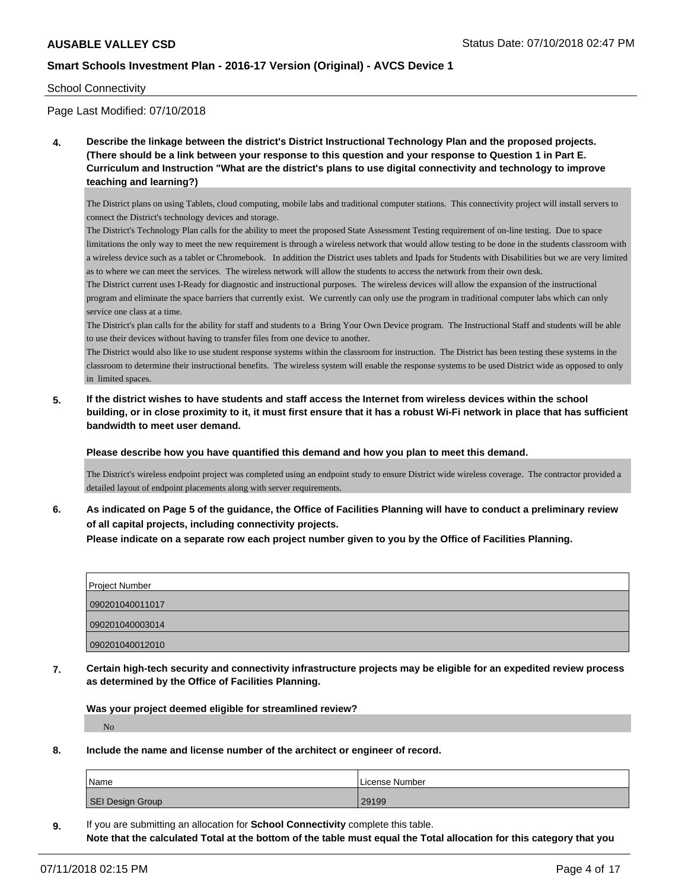School Connectivity

Page Last Modified: 07/10/2018

**4. Describe the linkage between the district's District Instructional Technology Plan and the proposed projects. (There should be a link between your response to this question and your response to Question 1 in Part E. Curriculum and Instruction "What are the district's plans to use digital connectivity and technology to improve teaching and learning?)**

The District plans on using Tablets, cloud computing, mobile labs and traditional computer stations. This connectivity project will install servers to connect the District's technology devices and storage.
The District's Technology Plan calls for the ability to meet the proposed State Assessment Testing requirement of on-line testing. Due to space limitations the only way to meet the new requirement is through a wireless network that would allow testing to be done in the students classroom with a wireless device such as a tablet or Chromebook. In addition the District uses tablets and Ipads for Students with Disabilities but we are very limited as to where we can meet the services. The wireless network will allow the students to access the network from their own desk.
The District current uses I-Ready for diagnostic and instructional purposes. The wireless devices will allow the expansion of the instructional program and eliminate the space barriers that currently exist. We currently can only use the program in traditional computer labs which can only service one class at a time.
The District's plan calls for the ability for staff and students to a Bring Your Own Device program. The Instructional Staff and students will be able to use their devices without having to transfer files from one device to another.
The District would also like to use student response systems within the classroom for instruction. The District has been testing these systems in the classroom to determine their instructional benefits. The wireless system will enable the response systems to be used District wide as opposed to only in limited spaces.

**5. If the district wishes to have students and staff access the Internet from wireless devices within the school building, or in close proximity to it, it must first ensure that it has a robust Wi-Fi network in place that has sufficient bandwidth to meet user demand.**

**Please describe how you have quantified this demand and how you plan to meet this demand.**

The District's wireless endpoint project was completed using an endpoint study to ensure District wide wireless coverage. The contractor provided a detailed layout of endpoint placements along with server requirements.

**6. As indicated on Page 5 of the guidance, the Office of Facilities Planning will have to conduct a preliminary review of all capital projects, including connectivity projects.**
**Please indicate on a separate row each project number given to you by the Office of Facilities Planning.**

| Project Number |
|---|
| 090201040011017 |
| 090201040003014 |
| 090201040012010 |

**7. Certain high-tech security and connectivity infrastructure projects may be eligible for an expedited review process as determined by the Office of Facilities Planning.**

**Was your project deemed eligible for streamlined review?**

No

**8. Include the name and license number of the architect or engineer of record.**

| Name | License Number |
|---|---|
| SEI Design Group | 29199 |

**9.** If you are submitting an allocation for **School Connectivity** complete this table.
**Note that the calculated Total at the bottom of the table must equal the Total allocation for this category that you**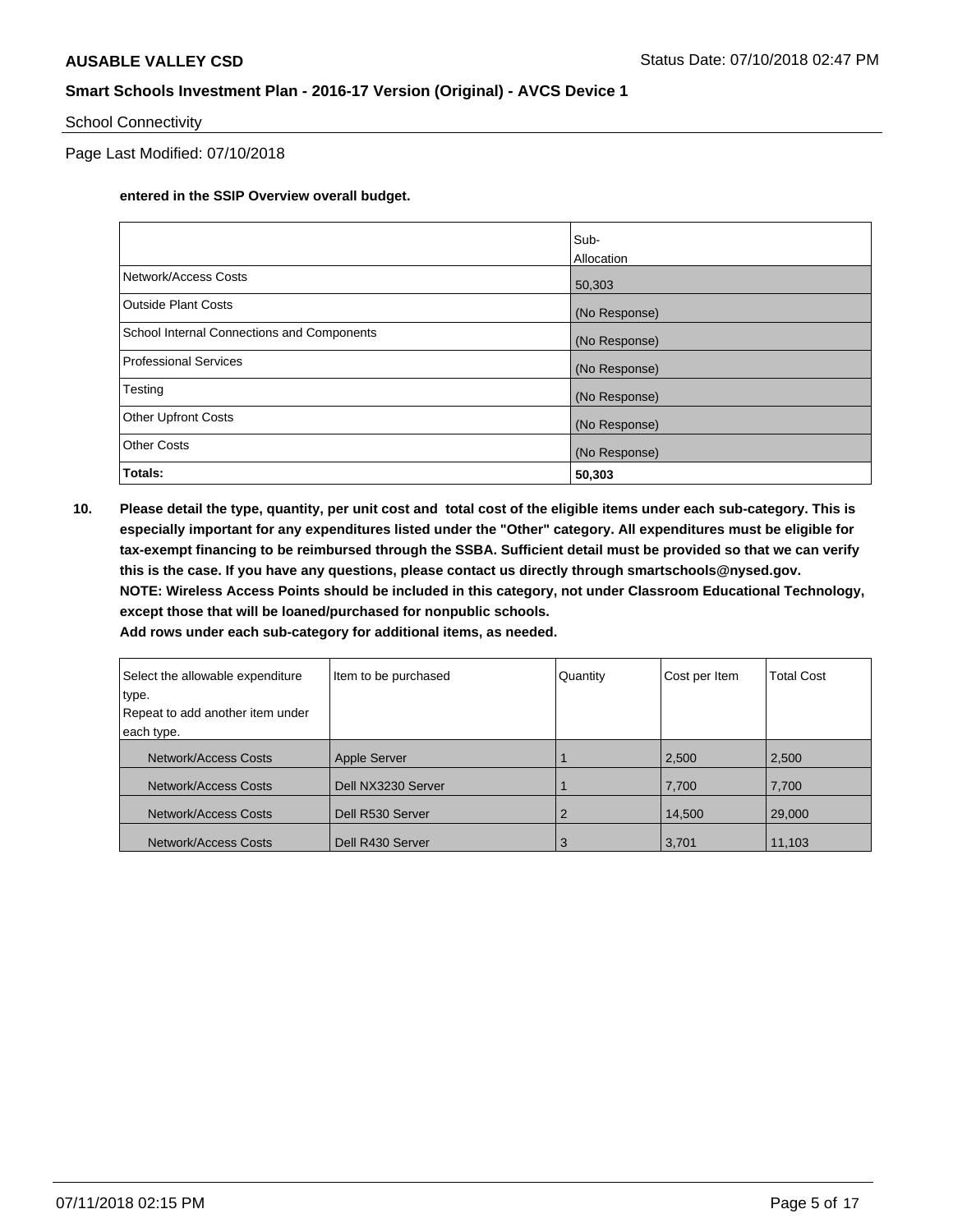**entered in the SSIP Overview overall budget.**

| | Sub-Allocation |
|---|---|
| Network/Access Costs | 50,303 |
| Outside Plant Costs | (No Response) |
| School Internal Connections and Components | (No Response) |
| Professional Services | (No Response) |
| Testing | (No Response) |
| Other Upfront Costs | (No Response) |
| Other Costs | (No Response) |
| **Totals:** | **50,303** |

**10. Please detail the type, quantity, per unit cost and total cost of the eligible items under each sub-category. This is especially important for any expenditures listed under the "Other" category. All expenditures must be eligible for tax-exempt financing to be reimbursed through the SSBA. Sufficient detail must be provided so that we can verify this is the case. If you have any questions, please contact us directly through smartschools@nysed.gov.**
**NOTE: Wireless Access Points should be included in this category, not under Classroom Educational Technology, except those that will be loaned/purchased for nonpublic schools.**
**Add rows under each sub-category for additional items, as needed.**

| Select the allowable expenditure type. Repeat to add another item under each type. | Item to be purchased | Quantity | Cost per Item | Total Cost |
|---|---|---|---|---|
| Network/Access Costs | Apple Server | 1 | 2,500 | 2,500 |
| Network/Access Costs | Dell NX3230 Server | 1 | 7,700 | 7,700 |
| Network/Access Costs | Dell R530 Server | 2 | 14,500 | 29,000 |
| Network/Access Costs | Dell R430 Server | 3 | 3,701 | 11,103 |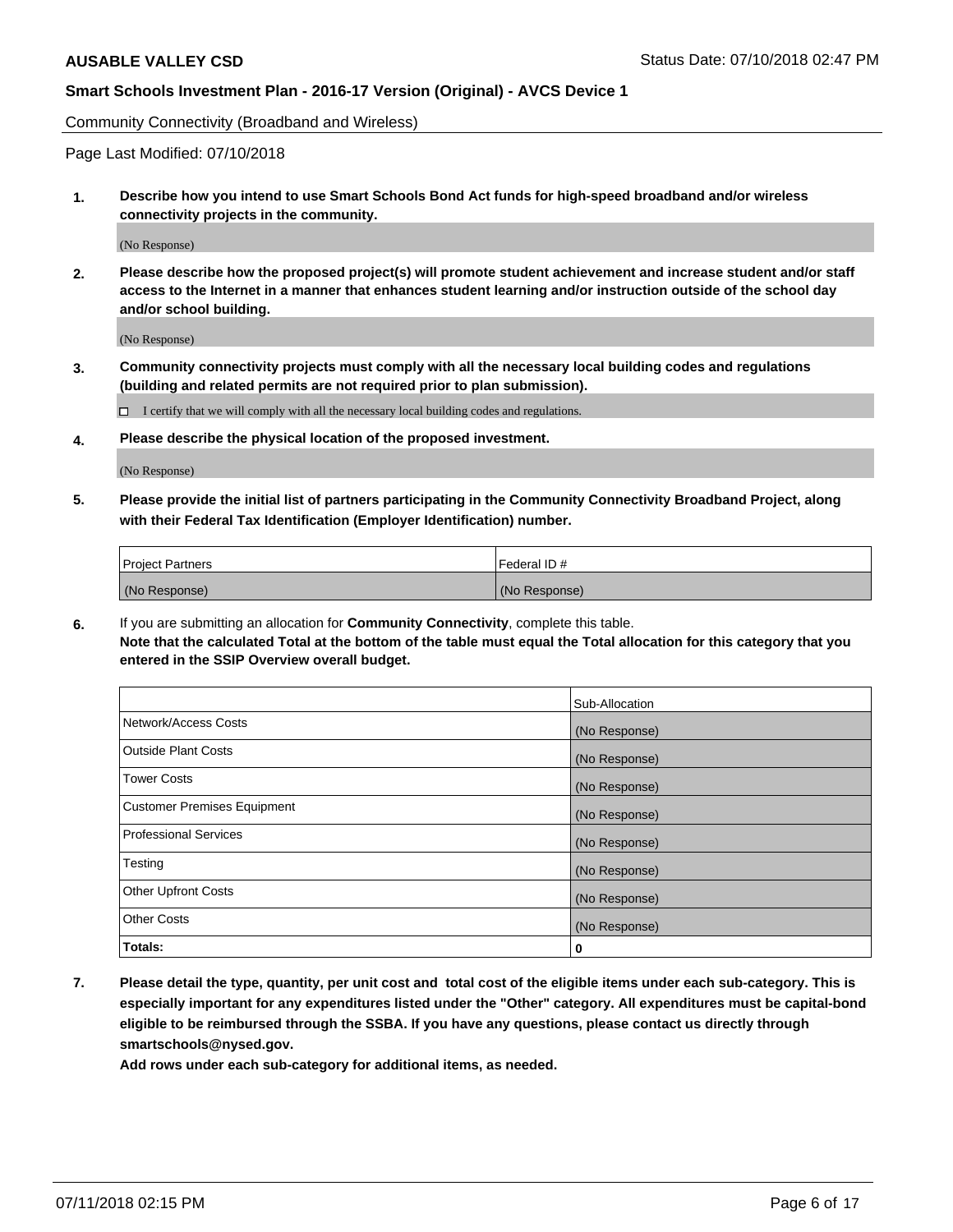Community Connectivity (Broadband and Wireless)

Page Last Modified: 07/10/2018

**1. Describe how you intend to use Smart Schools Bond Act funds for high-speed broadband and/or wireless connectivity projects in the community.**

(No Response)

**2. Please describe how the proposed project(s) will promote student achievement and increase student and/or staff access to the Internet in a manner that enhances student learning and/or instruction outside of the school day and/or school building.**

(No Response)

**3. Community connectivity projects must comply with all the necessary local building codes and regulations (building and related permits are not required prior to plan submission).**

☐ I certify that we will comply with all the necessary local building codes and regulations.

**4. Please describe the physical location of the proposed investment.**

(No Response)

**5. Please provide the initial list of partners participating in the Community Connectivity Broadband Project, along with their Federal Tax Identification (Employer Identification) number.**

| Project Partners | Federal ID # |
| --- | --- |
| (No Response) | (No Response) |

**6.** If you are submitting an allocation for **Community Connectivity**, complete this table.
**Note that the calculated Total at the bottom of the table must equal the Total allocation for this category that you entered in the SSIP Overview overall budget.**

| | Sub-Allocation |
| --- | --- |
| Network/Access Costs | (No Response) |
| Outside Plant Costs | (No Response) |
| Tower Costs | (No Response) |
| Customer Premises Equipment | (No Response) |
| Professional Services | (No Response) |
| Testing | (No Response) |
| Other Upfront Costs | (No Response) |
| Other Costs | (No Response) |
| **Totals:** | **0** |

**7. Please detail the type, quantity, per unit cost and total cost of the eligible items under each sub-category. This is especially important for any expenditures listed under the "Other" category. All expenditures must be capital-bond eligible to be reimbursed through the SSBA. If you have any questions, please contact us directly through smartschools@nysed.gov.**

**Add rows under each sub-category for additional items, as needed.**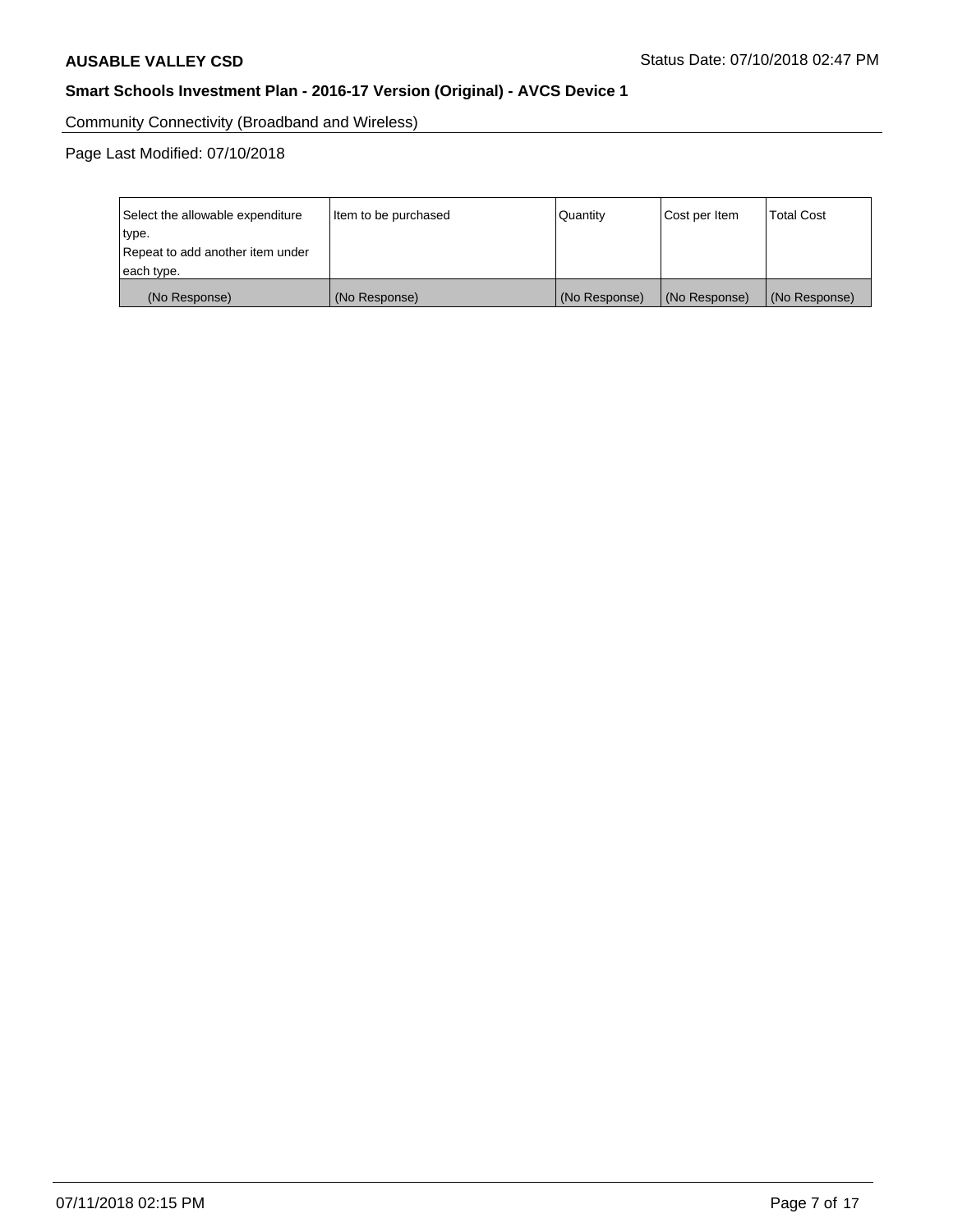Community Connectivity (Broadband and Wireless)

Page Last Modified: 07/10/2018

| Select the allowable expenditure type. Repeat to add another item under each type. | Item to be purchased | Quantity | Cost per Item | Total Cost |
|---|---|---|---|---|
| (No Response) | (No Response) | (No Response) | (No Response) | (No Response) |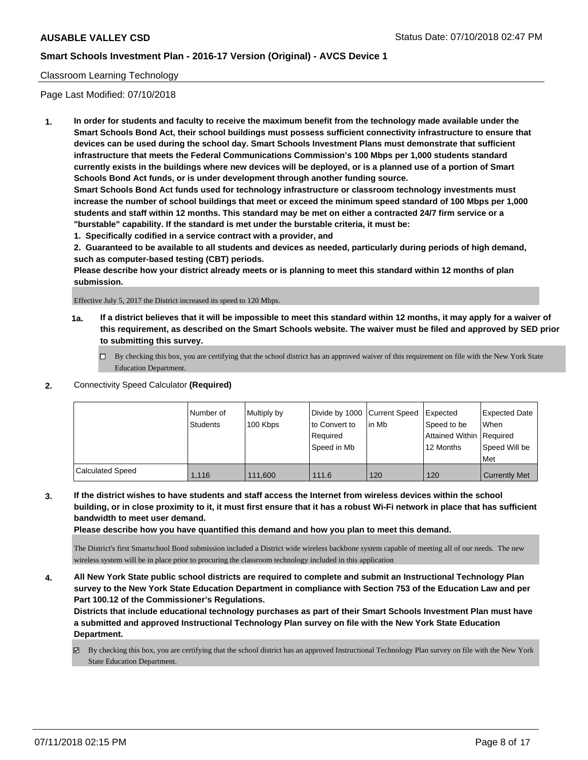Classroom Learning Technology

Page Last Modified: 07/10/2018

1. **In order for students and faculty to receive the maximum benefit from the technology made available under the Smart Schools Bond Act, their school buildings must possess sufficient connectivity infrastructure to ensure that devices can be used during the school day. Smart Schools Investment Plans must demonstrate that sufficient infrastructure that meets the Federal Communications Commission's 100 Mbps per 1,000 students standard currently exists in the buildings where new devices will be deployed, or is a planned use of a portion of Smart Schools Bond Act funds, or is under development through another funding source.**

   **Smart Schools Bond Act funds used for technology infrastructure or classroom technology investments must increase the number of school buildings that meet or exceed the minimum speed standard of 100 Mbps per 1,000 students and staff within 12 months. This standard may be met on either a contracted 24/7 firm service or a "burstable" capability. If the standard is met under the burstable criteria, it must be:**

   **1. Specifically codified in a service contract with a provider, and**

   **2. Guaranteed to be available to all students and devices as needed, particularly during periods of high demand, such as computer-based testing (CBT) periods.**

   **Please describe how your district already meets or is planning to meet this standard within 12 months of plan submission.**

   Effective July 5, 2017 the District increased its speed to 120 Mbps.

   **1a. If a district believes that it will be impossible to meet this standard within 12 months, it may apply for a waiver of this requirement, as described on the Smart Schools website. The waiver must be filed and approved by SED prior to submitting this survey.**

   ☐ By checking this box, you are certifying that the school district has an approved waiver of this requirement on file with the New York State Education Department.

2. Connectivity Speed Calculator **(Required)**

| | Number of Students | Multiply by 100 Kbps | Divide by 1000 to Convert to Required Speed in Mb | Current Speed in Mb | Expected Speed to be Attained Within 12 Months | Expected Date When Required Speed Will be Met |
|---|---|---|---|---|---|---|
| Calculated Speed | 1,116 | 111,600 | 111.6 | 120 | 120 | Currently Met |

3. **If the district wishes to have students and staff access the Internet from wireless devices within the school building, or in close proximity to it, it must first ensure that it has a robust Wi-Fi network in place that has sufficient bandwidth to meet user demand.**

   **Please describe how you have quantified this demand and how you plan to meet this demand.**

   The District's first Smartschool Bond submission included a District wide wireless backbone system capable of meeting all of our needs. The new wireless system will be in place prior to procuring the classroom technology included in this application

4. **All New York State public school districts are required to complete and submit an Instructional Technology Plan survey to the New York State Education Department in compliance with Section 753 of the Education Law and per Part 100.12 of the Commissioner's Regulations.**

   **Districts that include educational technology purchases as part of their Smart Schools Investment Plan must have a submitted and approved Instructional Technology Plan survey on file with the New York State Education Department.**

   ☑ By checking this box, you are certifying that the school district has an approved Instructional Technology Plan survey on file with the New York State Education Department.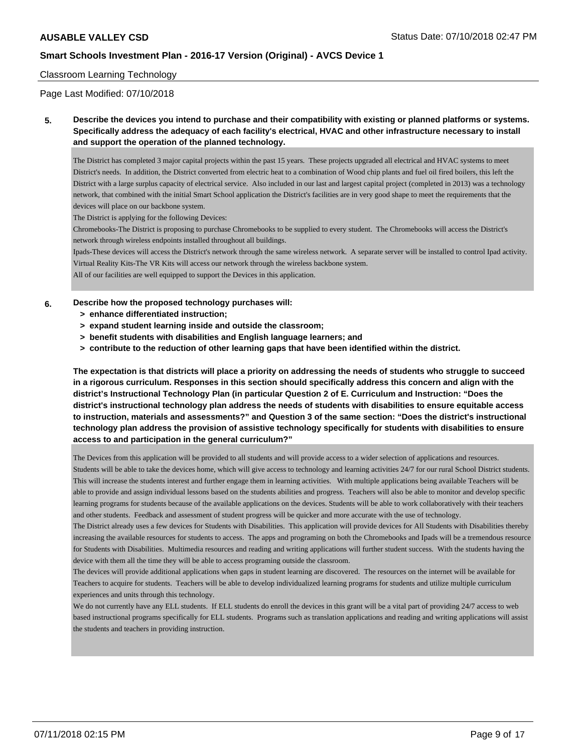Classroom Learning Technology

Page Last Modified: 07/10/2018

**5. Describe the devices you intend to purchase and their compatibility with existing or planned platforms or systems. Specifically address the adequacy of each facility's electrical, HVAC and other infrastructure necessary to install and support the operation of the planned technology.**

The District has completed 3 major capital projects within the past 15 years. These projects upgraded all electrical and HVAC systems to meet District's needs. In addition, the District converted from electric heat to a combination of Wood chip plants and fuel oil fired boilers, this left the District with a large surplus capacity of electrical service. Also included in our last and largest capital project (completed in 2013) was a technology network, that combined with the initial Smart School application the District's facilities are in very good shape to meet the requirements that the devices will place on our backbone system.

The District is applying for the following Devices:

Chromebooks-The District is proposing to purchase Chromebooks to be supplied to every student. The Chromebooks will access the District's network through wireless endpoints installed throughout all buildings.

Ipads-These devices will access the District's network through the same wireless network. A separate server will be installed to control Ipad activity.

Virtual Reality Kits-The VR Kits will access our network through the wireless backbone system.

All of our facilities are well equipped to support the Devices in this application.

**6. Describe how the proposed technology purchases will:**

- **> enhance differentiated instruction;**
- **> expand student learning inside and outside the classroom;**
- **> benefit students with disabilities and English language learners; and**
- **> contribute to the reduction of other learning gaps that have been identified within the district.**

**The expectation is that districts will place a priority on addressing the needs of students who struggle to succeed in a rigorous curriculum. Responses in this section should specifically address this concern and align with the district's Instructional Technology Plan (in particular Question 2 of E. Curriculum and Instruction: "Does the district's instructional technology plan address the needs of students with disabilities to ensure equitable access to instruction, materials and assessments?" and Question 3 of the same section: "Does the district's instructional technology plan address the provision of assistive technology specifically for students with disabilities to ensure access to and participation in the general curriculum?"**

The Devices from this application will be provided to all students and will provide access to a wider selection of applications and resources. Students will be able to take the devices home, which will give access to technology and learning activities 24/7 for our rural School District students. This will increase the students interest and further engage them in learning activities. With multiple applications being available Teachers will be able to provide and assign individual lessons based on the students abilities and progress. Teachers will also be able to monitor and develop specific learning programs for students because of the available applications on the devices. Students will be able to work collaboratively with their teachers and other students. Feedback and assessment of student progress will be quicker and more accurate with the use of technology.

The District already uses a few devices for Students with Disabilities. This application will provide devices for All Students with Disabilities thereby increasing the available resources for students to access. The apps and programing on both the Chromebooks and Ipads will be a tremendous resource for Students with Disabilities. Multimedia resources and reading and writing applications will further student success. With the students having the device with them all the time they will be able to access programing outside the classroom.

The devices will provide additional applications when gaps in student learning are discovered. The resources on the internet will be available for Teachers to acquire for students. Teachers will be able to develop individualized learning programs for students and utilize multiple curriculum experiences and units through this technology.

We do not currently have any ELL students. If ELL students do enroll the devices in this grant will be a vital part of providing 24/7 access to web based instructional programs specifically for ELL students. Programs such as translation applications and reading and writing applications will assist the students and teachers in providing instruction.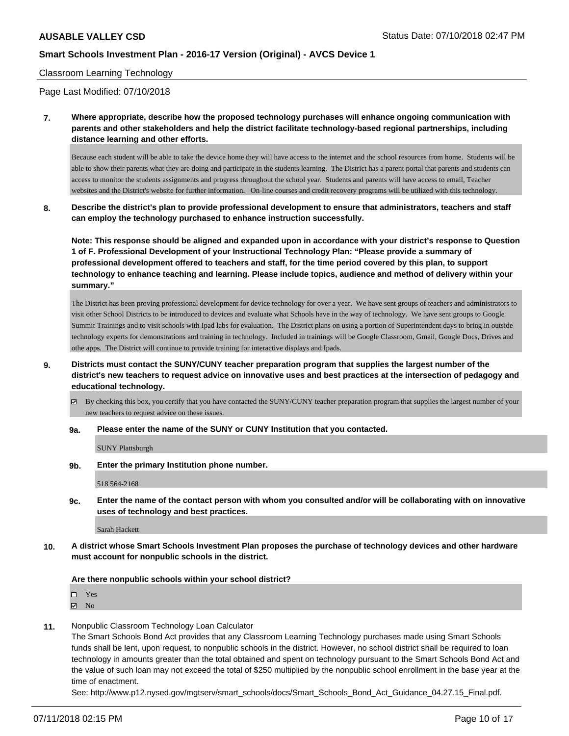Classroom Learning Technology

Page Last Modified: 07/10/2018

**7. Where appropriate, describe how the proposed technology purchases will enhance ongoing communication with parents and other stakeholders and help the district facilitate technology-based regional partnerships, including distance learning and other efforts.**

Because each student will be able to take the device home they will have access to the internet and the school resources from home. Students will be able to show their parents what they are doing and participate in the students learning. The District has a parent portal that parents and students can access to monitor the students assignments and progress throughout the school year. Students and parents will have access to email, Teacher websites and the District's website for further information. On-line courses and credit recovery programs will be utilized with this technology.

**8. Describe the district's plan to provide professional development to ensure that administrators, teachers and staff can employ the technology purchased to enhance instruction successfully.**

**Note: This response should be aligned and expanded upon in accordance with your district's response to Question 1 of F. Professional Development of your Instructional Technology Plan: "Please provide a summary of professional development offered to teachers and staff, for the time period covered by this plan, to support technology to enhance teaching and learning. Please include topics, audience and method of delivery within your summary."**

The District has been proving professional development for device technology for over a year. We have sent groups of teachers and administrators to visit other School Districts to be introduced to devices and evaluate what Schools have in the way of technology. We have sent groups to Google Summit Trainings and to visit schools with Ipad labs for evaluation. The District plans on using a portion of Superintendent days to bring in outside technology experts for demonstrations and training in technology. Included in trainings will be Google Classroom, Gmail, Google Docs, Drives and othe apps. The District will continue to provide training for interactive displays and Ipads.

**9. Districts must contact the SUNY/CUNY teacher preparation program that supplies the largest number of the district's new teachers to request advice on innovative uses and best practices at the intersection of pedagogy and educational technology.**

☑ By checking this box, you certify that you have contacted the SUNY/CUNY teacher preparation program that supplies the largest number of your new teachers to request advice on these issues.

**9a. Please enter the name of the SUNY or CUNY Institution that you contacted.**

SUNY Plattsburgh

**9b. Enter the primary Institution phone number.**

518 564-2168

**9c. Enter the name of the contact person with whom you consulted and/or will be collaborating with on innovative uses of technology and best practices.**

Sarah Hackett

**10. A district whose Smart Schools Investment Plan proposes the purchase of technology devices and other hardware must account for nonpublic schools in the district.**

**Are there nonpublic schools within your school district?**

☐ Yes
☑ No

11. Nonpublic Classroom Technology Loan Calculator

The Smart Schools Bond Act provides that any Classroom Learning Technology purchases made using Smart Schools funds shall be lent, upon request, to nonpublic schools in the district. However, no school district shall be required to loan technology in amounts greater than the total obtained and spent on technology pursuant to the Smart Schools Bond Act and the value of such loan may not exceed the total of $250 multiplied by the nonpublic school enrollment in the base year at the time of enactment.

See: http://www.p12.nysed.gov/mgtserv/smart_schools/docs/Smart_Schools_Bond_Act_Guidance_04.27.15_Final.pdf.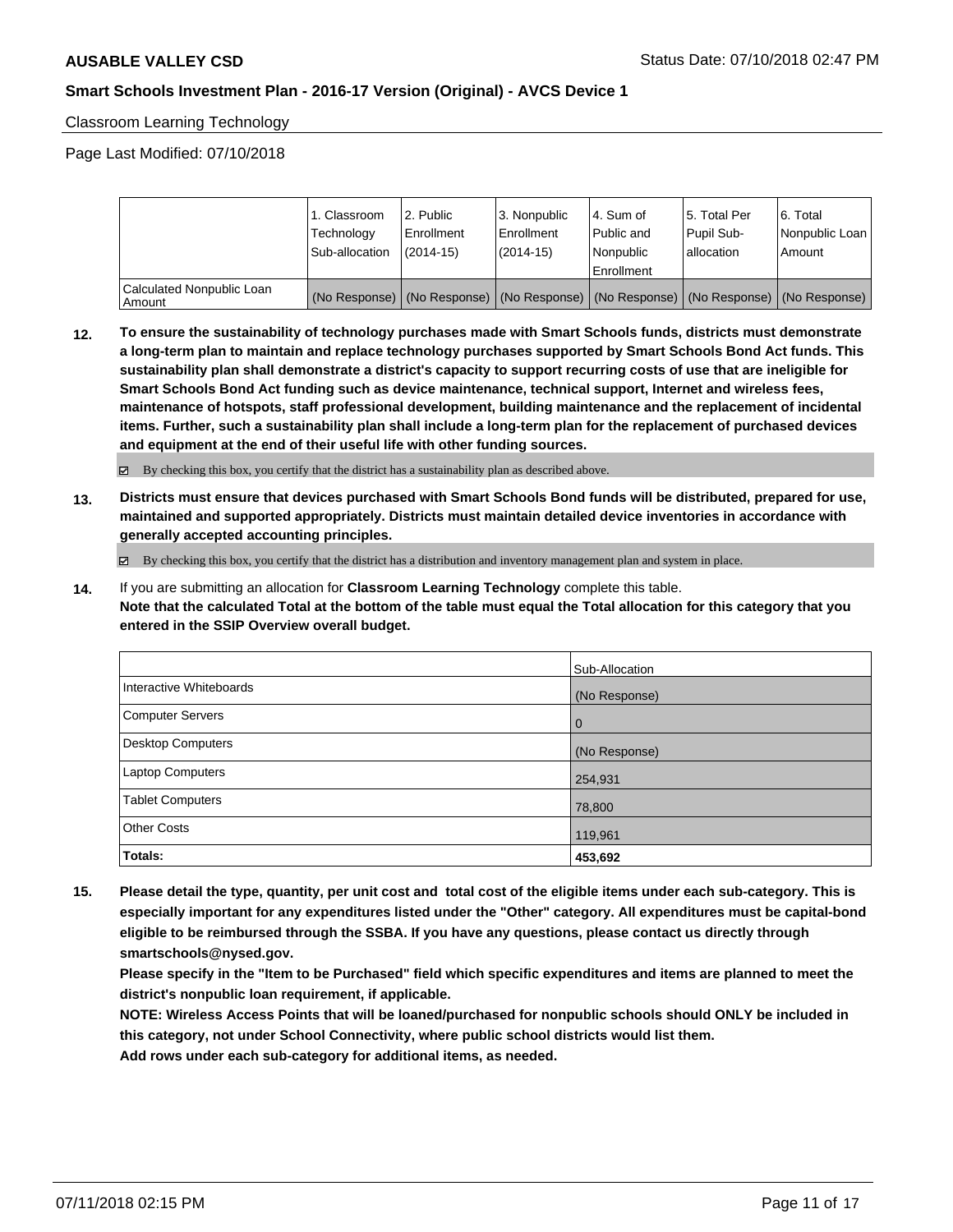## Classroom Learning Technology

Page Last Modified: 07/10/2018

| | 1. Classroom Technology Sub-allocation | 2. Public Enrollment (2014-15) | 3. Nonpublic Enrollment (2014-15) | 4. Sum of Public and Nonpublic Enrollment | 5. Total Per Pupil Sub-allocation | 6. Total Nonpublic Loan Amount |
|---|---|---|---|---|---|---|
| Calculated Nonpublic Loan Amount | (No Response) | (No Response) | (No Response) | (No Response) | (No Response) | (No Response) |

**12. To ensure the sustainability of technology purchases made with Smart Schools funds, districts must demonstrate a long-term plan to maintain and replace technology purchases supported by Smart Schools Bond Act funds. This sustainability plan shall demonstrate a district's capacity to support recurring costs of use that are ineligible for Smart Schools Bond Act funding such as device maintenance, technical support, Internet and wireless fees, maintenance of hotspots, staff professional development, building maintenance and the replacement of incidental items. Further, such a sustainability plan shall include a long-term plan for the replacement of purchased devices and equipment at the end of their useful life with other funding sources.**

☑ By checking this box, you certify that the district has a sustainability plan as described above.

**13. Districts must ensure that devices purchased with Smart Schools Bond funds will be distributed, prepared for use, maintained and supported appropriately. Districts must maintain detailed device inventories in accordance with generally accepted accounting principles.**

☑ By checking this box, you certify that the district has a distribution and inventory management plan and system in place.

**14.** If you are submitting an allocation for **Classroom Learning Technology** complete this table.
**Note that the calculated Total at the bottom of the table must equal the Total allocation for this category that you entered in the SSIP Overview overall budget.**

| | Sub-Allocation |
|---|---|
| Interactive Whiteboards | (No Response) |
| Computer Servers | 0 |
| Desktop Computers | (No Response) |
| Laptop Computers | 254,931 |
| Tablet Computers | 78,800 |
| Other Costs | 119,961 |
| **Totals:** | **453,692** |

**15. Please detail the type, quantity, per unit cost and total cost of the eligible items under each sub-category. This is especially important for any expenditures listed under the "Other" category. All expenditures must be capital-bond eligible to be reimbursed through the SSBA. If you have any questions, please contact us directly through smartschools@nysed.gov.**

**Please specify in the "Item to be Purchased" field which specific expenditures and items are planned to meet the district's nonpublic loan requirement, if applicable.**

**NOTE: Wireless Access Points that will be loaned/purchased for nonpublic schools should ONLY be included in this category, not under School Connectivity, where public school districts would list them.**

**Add rows under each sub-category for additional items, as needed.**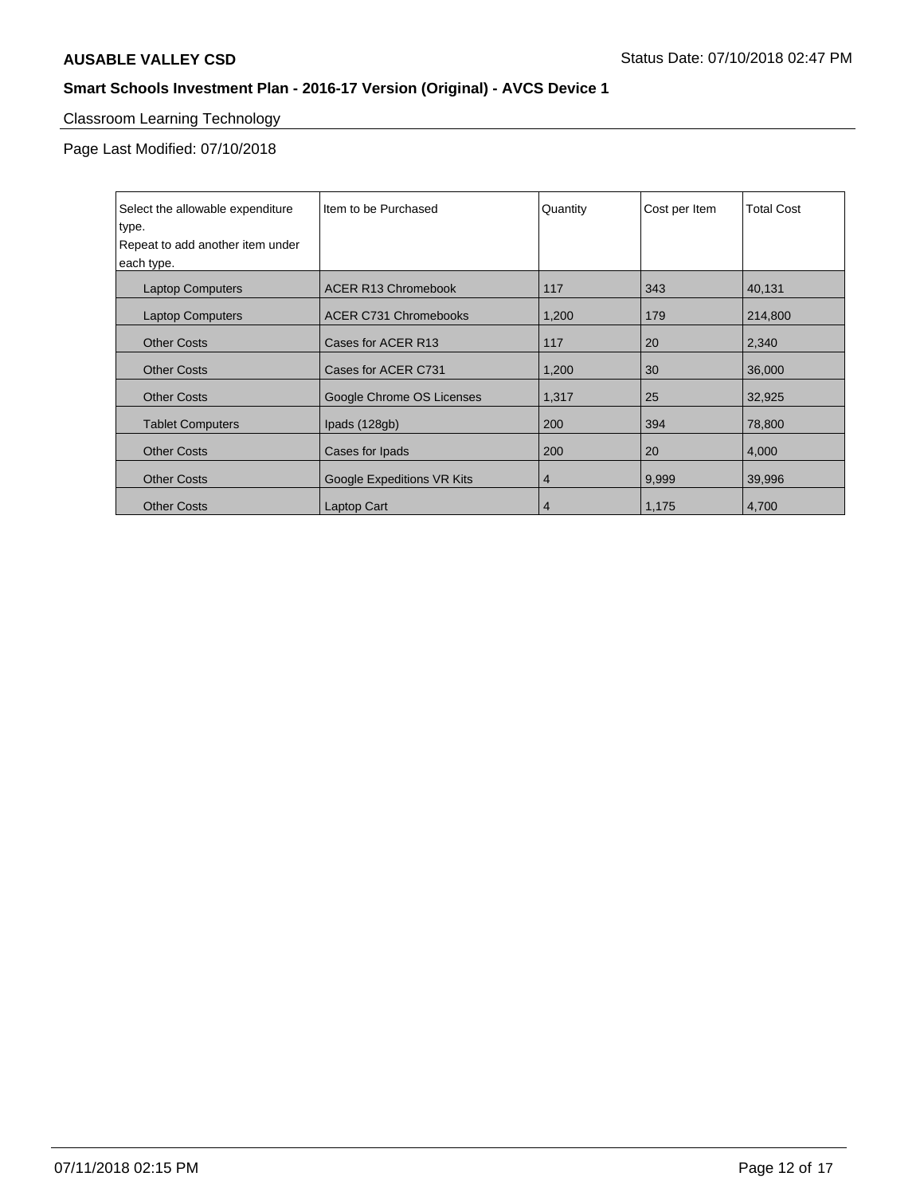## Classroom Learning Technology

Page Last Modified: 07/10/2018

| Select the allowable expenditure type. Repeat to add another item under each type. | Item to be Purchased | Quantity | Cost per Item | Total Cost |
|---|---|---|---|---|
| Laptop Computers | ACER R13 Chromebook | 117 | 343 | 40,131 |
| Laptop Computers | ACER C731 Chromebooks | 1,200 | 179 | 214,800 |
| Other Costs | Cases for ACER R13 | 117 | 20 | 2,340 |
| Other Costs | Cases for ACER C731 | 1,200 | 30 | 36,000 |
| Other Costs | Google Chrome OS Licenses | 1,317 | 25 | 32,925 |
| Tablet Computers | Ipads (128gb) | 200 | 394 | 78,800 |
| Other Costs | Cases for Ipads | 200 | 20 | 4,000 |
| Other Costs | Google Expeditions VR Kits | 4 | 9,999 | 39,996 |
| Other Costs | Laptop Cart | 4 | 1,175 | 4,700 |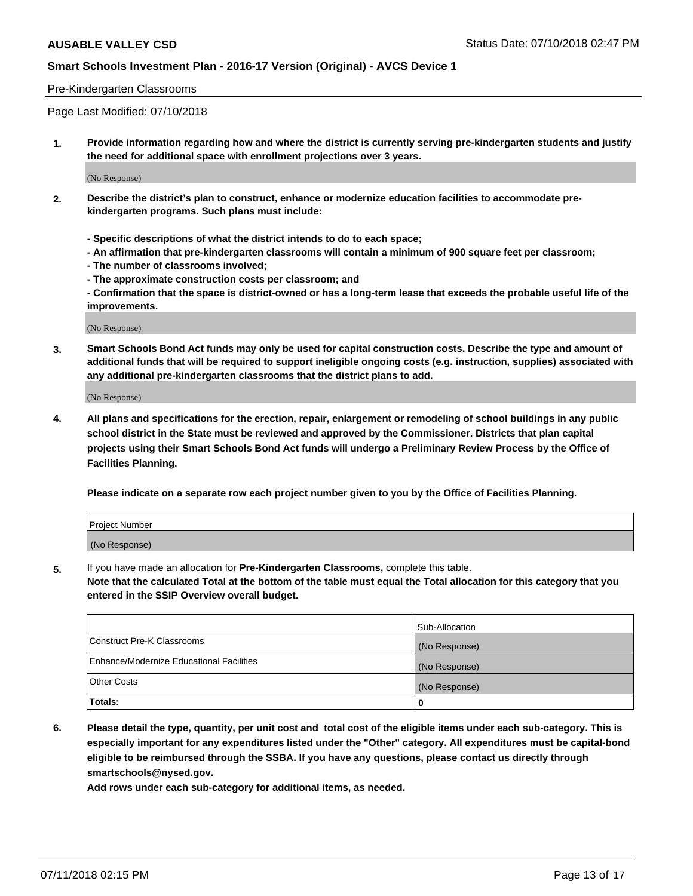Pre-Kindergarten Classrooms

Page Last Modified: 07/10/2018

**1. Provide information regarding how and where the district is currently serving pre-kindergarten students and justify the need for additional space with enrollment projections over 3 years.**

(No Response)

**2. Describe the district's plan to construct, enhance or modernize education facilities to accommodate pre-kindergarten programs. Such plans must include:**

**- Specific descriptions of what the district intends to do to each space;**
**- An affirmation that pre-kindergarten classrooms will contain a minimum of 900 square feet per classroom;**
**- The number of classrooms involved;**
**- The approximate construction costs per classroom; and**
**- Confirmation that the space is district-owned or has a long-term lease that exceeds the probable useful life of the improvements.**

(No Response)

**3. Smart Schools Bond Act funds may only be used for capital construction costs. Describe the type and amount of additional funds that will be required to support ineligible ongoing costs (e.g. instruction, supplies) associated with any additional pre-kindergarten classrooms that the district plans to add.**

(No Response)

**4. All plans and specifications for the erection, repair, enlargement or remodeling of school buildings in any public school district in the State must be reviewed and approved by the Commissioner. Districts that plan capital projects using their Smart Schools Bond Act funds will undergo a Preliminary Review Process by the Office of Facilities Planning.**

**Please indicate on a separate row each project number given to you by the Office of Facilities Planning.**

| Project Number |
|---|
| (No Response) |

**5.** If you have made an allocation for **Pre-Kindergarten Classrooms,** complete this table.
**Note that the calculated Total at the bottom of the table must equal the Total allocation for this category that you entered in the SSIP Overview overall budget.**

| | Sub-Allocation |
|---|---|
| Construct Pre-K Classrooms | (No Response) |
| Enhance/Modernize Educational Facilities | (No Response) |
| Other Costs | (No Response) |
| **Totals:** | **0** |

**6. Please detail the type, quantity, per unit cost and total cost of the eligible items under each sub-category. This is especially important for any expenditures listed under the "Other" category. All expenditures must be capital-bond eligible to be reimbursed through the SSBA. If you have any questions, please contact us directly through smartschools@nysed.gov.**

**Add rows under each sub-category for additional items, as needed.**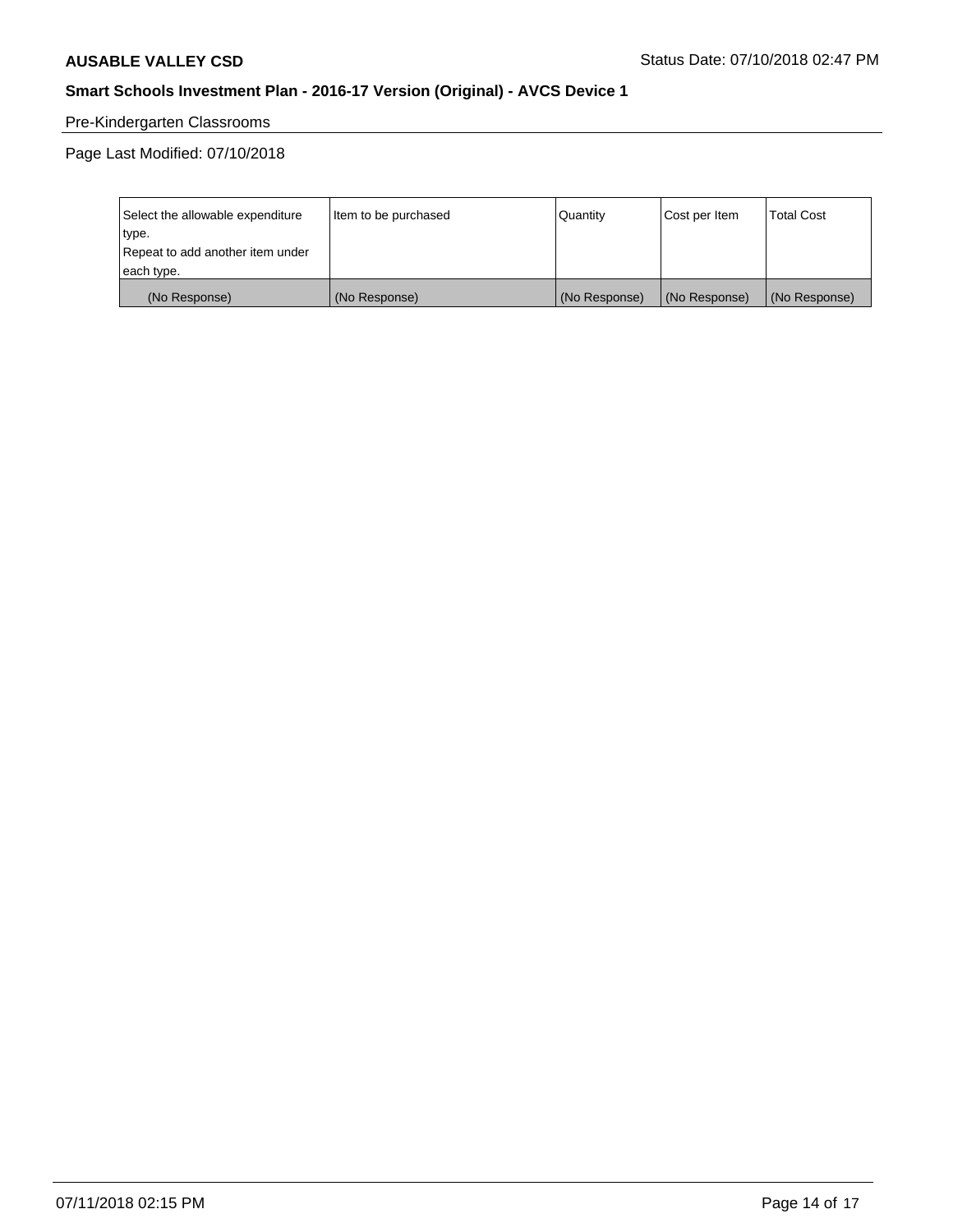Pre-Kindergarten Classrooms

Page Last Modified: 07/10/2018

| Select the allowable expenditure type. Repeat to add another item under each type. | Item to be purchased | Quantity | Cost per Item | Total Cost |
|---|---|---|---|---|
| (No Response) | (No Response) | (No Response) | (No Response) | (No Response) |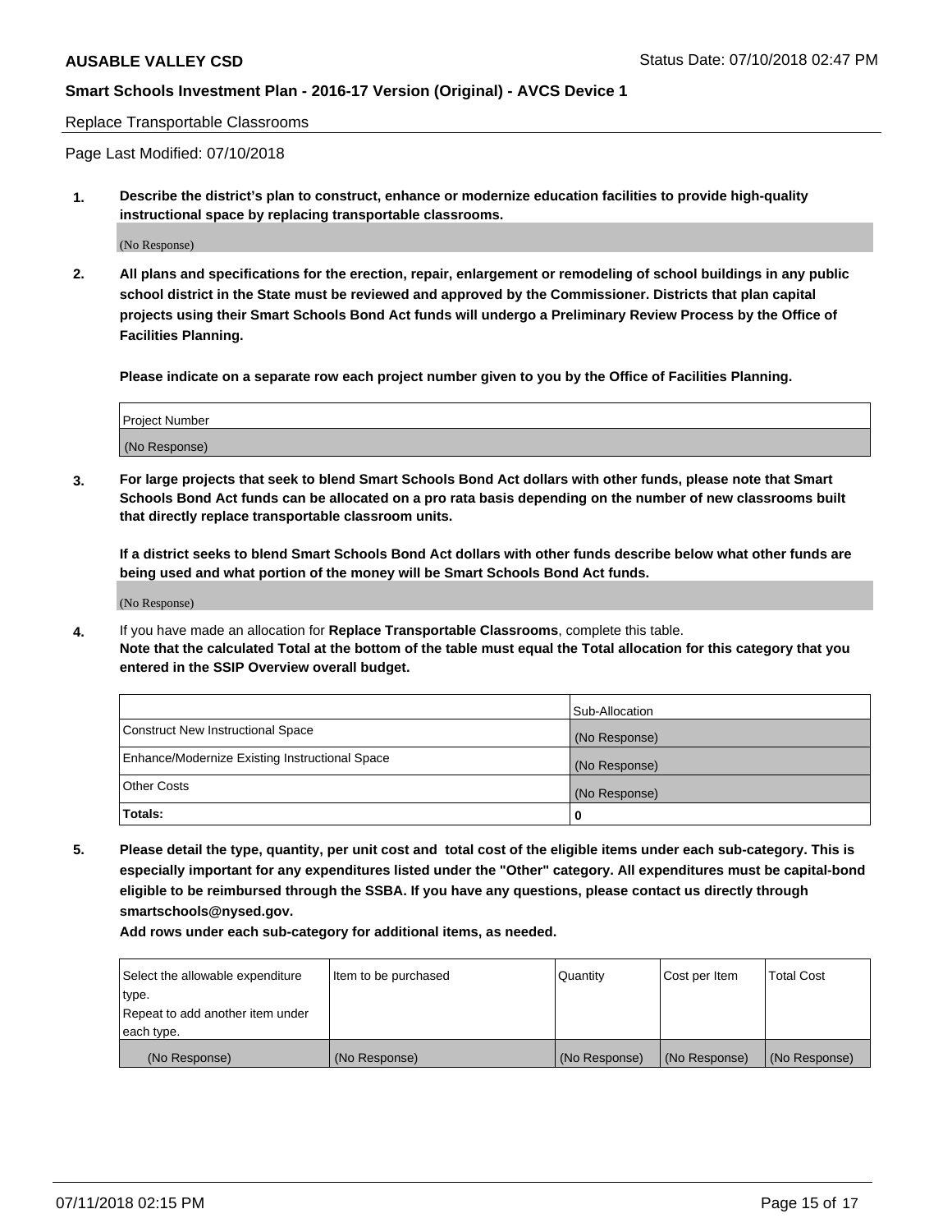Replace Transportable Classrooms

Page Last Modified: 07/10/2018

**1. Describe the district's plan to construct, enhance or modernize education facilities to provide high-quality instructional space by replacing transportable classrooms.**

(No Response)

**2. All plans and specifications for the erection, repair, enlargement or remodeling of school buildings in any public school district in the State must be reviewed and approved by the Commissioner. Districts that plan capital projects using their Smart Schools Bond Act funds will undergo a Preliminary Review Process by the Office of Facilities Planning.**

**Please indicate on a separate row each project number given to you by the Office of Facilities Planning.**

| Project Number |
|---|
| (No Response) |

**3. For large projects that seek to blend Smart Schools Bond Act dollars with other funds, please note that Smart Schools Bond Act funds can be allocated on a pro rata basis depending on the number of new classrooms built that directly replace transportable classroom units.**

**If a district seeks to blend Smart Schools Bond Act dollars with other funds describe below what other funds are being used and what portion of the money will be Smart Schools Bond Act funds.**

(No Response)

**4.** If you have made an allocation for **Replace Transportable Classrooms**, complete this table.
**Note that the calculated Total at the bottom of the table must equal the Total allocation for this category that you entered in the SSIP Overview overall budget.**

| | Sub-Allocation |
|---|---|
| Construct New Instructional Space | (No Response) |
| Enhance/Modernize Existing Instructional Space | (No Response) |
| Other Costs | (No Response) |
| **Totals:** | **0** |

**5. Please detail the type, quantity, per unit cost and total cost of the eligible items under each sub-category. This is especially important for any expenditures listed under the "Other" category. All expenditures must be capital-bond eligible to be reimbursed through the SSBA. If you have any questions, please contact us directly through smartschools@nysed.gov.**

**Add rows under each sub-category for additional items, as needed.**

| Select the allowable expenditure type. Repeat to add another item under each type. | Item to be purchased | Quantity | Cost per Item | Total Cost |
|---|---|---|---|---|
| (No Response) | (No Response) | (No Response) | (No Response) | (No Response) |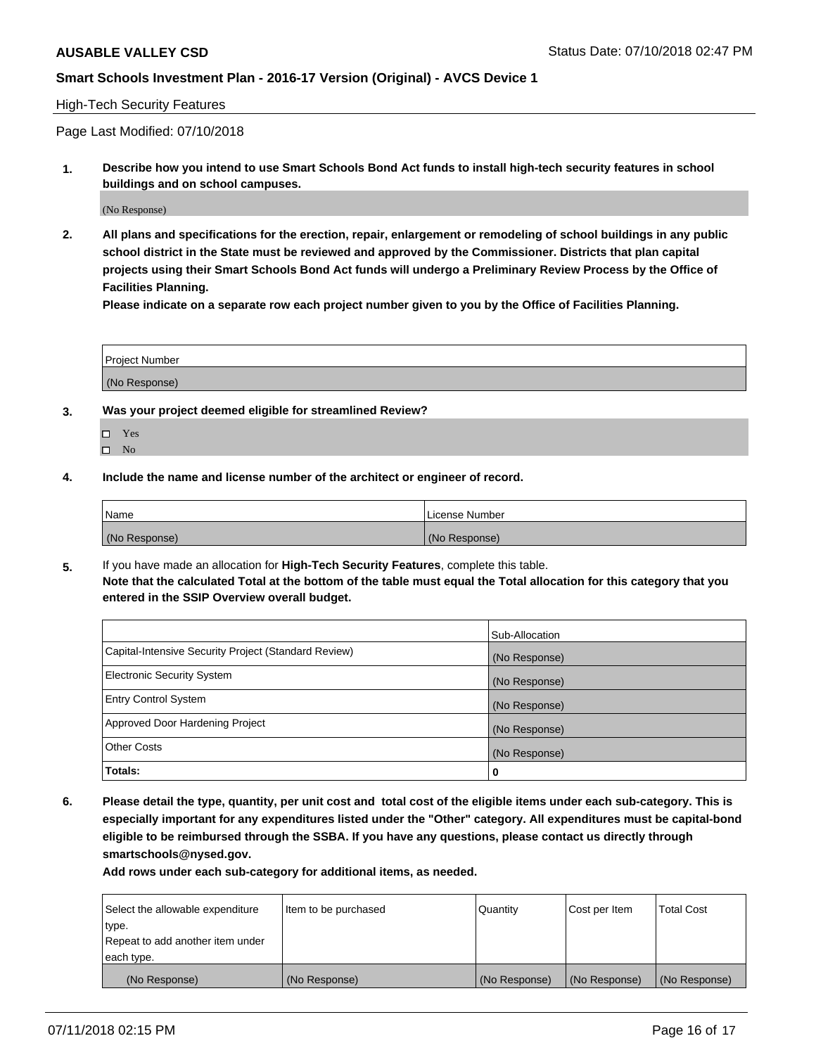High-Tech Security Features

Page Last Modified: 07/10/2018

**1. Describe how you intend to use Smart Schools Bond Act funds to install high-tech security features in school buildings and on school campuses.**

(No Response)

**2. All plans and specifications for the erection, repair, enlargement or remodeling of school buildings in any public school district in the State must be reviewed and approved by the Commissioner. Districts that plan capital projects using their Smart Schools Bond Act funds will undergo a Preliminary Review Process by the Office of Facilities Planning.**
**Please indicate on a separate row each project number given to you by the Office of Facilities Planning.**

| Project Number |
|---|
| (No Response) |

**3. Was your project deemed eligible for streamlined Review?**

- ☐ Yes
- ☐ No

**4. Include the name and license number of the architect or engineer of record.**

| Name | License Number |
|---|---|
| (No Response) | (No Response) |

5. If you have made an allocation for **High-Tech Security Features**, complete this table.
**Note that the calculated Total at the bottom of the table must equal the Total allocation for this category that you entered in the SSIP Overview overall budget.**

| | Sub-Allocation |
|---|---|
| Capital-Intensive Security Project (Standard Review) | (No Response) |
| Electronic Security System | (No Response) |
| Entry Control System | (No Response) |
| Approved Door Hardening Project | (No Response) |
| Other Costs | (No Response) |
| **Totals:** | **0** |

**6. Please detail the type, quantity, per unit cost and total cost of the eligible items under each sub-category. This is especially important for any expenditures listed under the "Other" category. All expenditures must be capital-bond eligible to be reimbursed through the SSBA. If you have any questions, please contact us directly through smartschools@nysed.gov.**
**Add rows under each sub-category for additional items, as needed.**

| Select the allowable expenditure type. Repeat to add another item under each type. | Item to be purchased | Quantity | Cost per Item | Total Cost |
|---|---|---|---|---|
| (No Response) | (No Response) | (No Response) | (No Response) | (No Response) |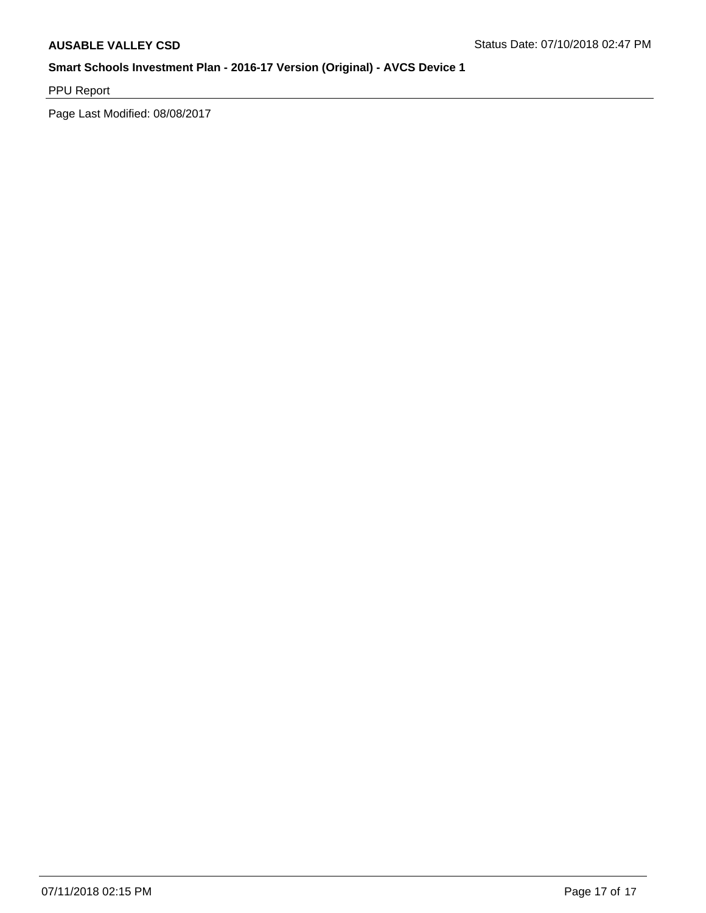PPU Report

Page Last Modified: 08/08/2017